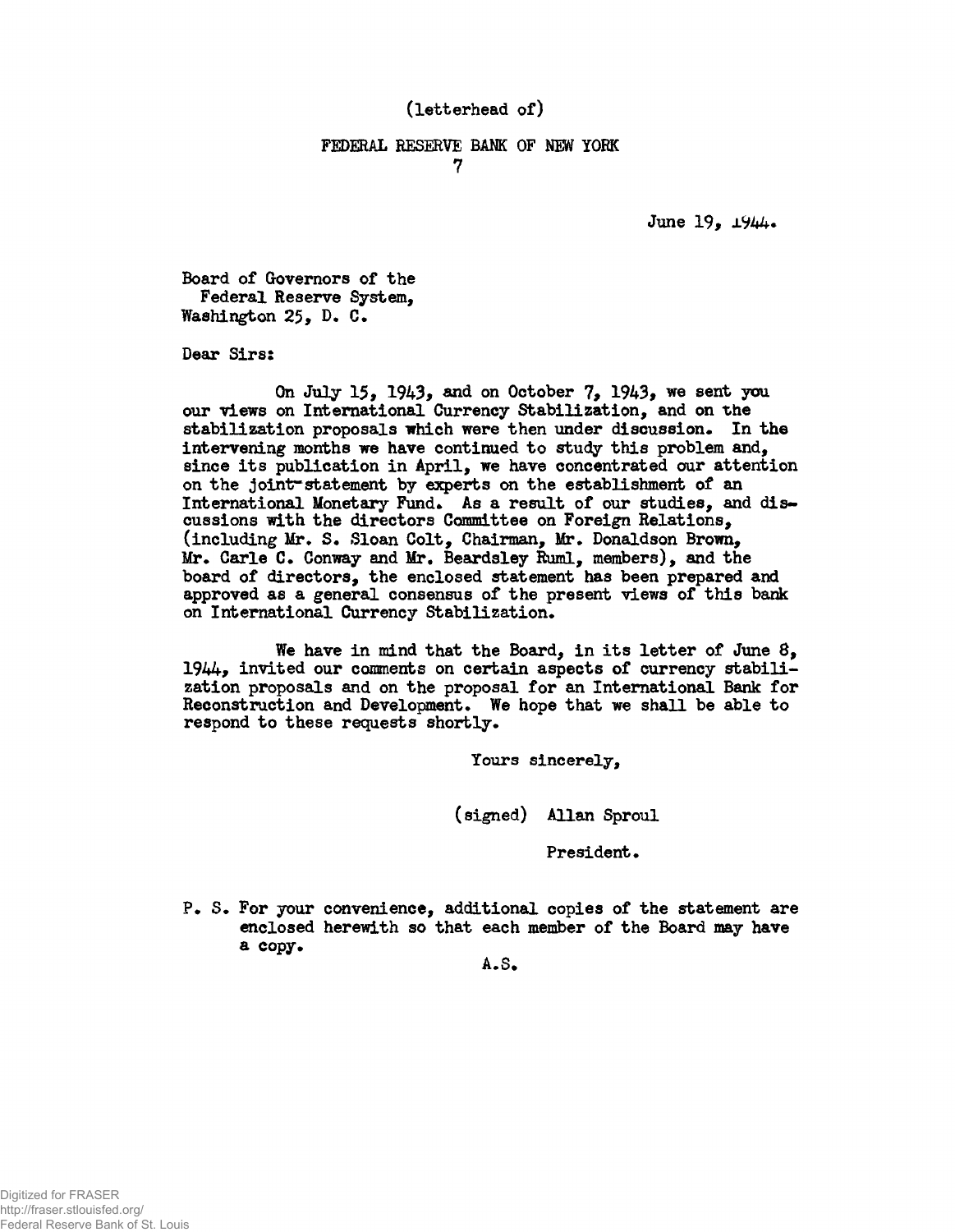(letterhead of)

FEDERAL RESERVE BANK OF NEW YORK

7

June 19, 1944.

Board of Governors of the
Federal Reserve System,
Washington 25, D. C.

Dear Sirs:

On July 15, 1943, and on October 7, 1943, we sent you our views on International Currency Stabilization, and on the stabilization proposals which were then under discussion. In the intervening months we have continued to study this problem and, since its publication in April, we have concentrated our attention on the joint-statement by experts on the establishment of an International Monetary Fund. As a result of our studies, and discussions with the directors Committee on Foreign Relations, (including Mr. S. Sloan Colt, Chairman, Mr. Donaldson Brown, Mr. Carle C. Conway and Mr. Beardsley Ruml, members), and the board of directors, the enclosed statement has been prepared and approved as a general consensus of the present views of this bank on International Currency Stabilization.

We have in mind that the Board, in its letter of June 8, 1944, invited our comments on certain aspects of currency stabilization proposals and on the proposal for an International Bank for Reconstruction and Development. We hope that we shall be able to respond to these requests shortly.

Yours sincerely,

(signed) Allan Sproul

President.

P. S. For your convenience, additional copies of the statement are enclosed herewith so that each member of the Board may have a copy.

A.S.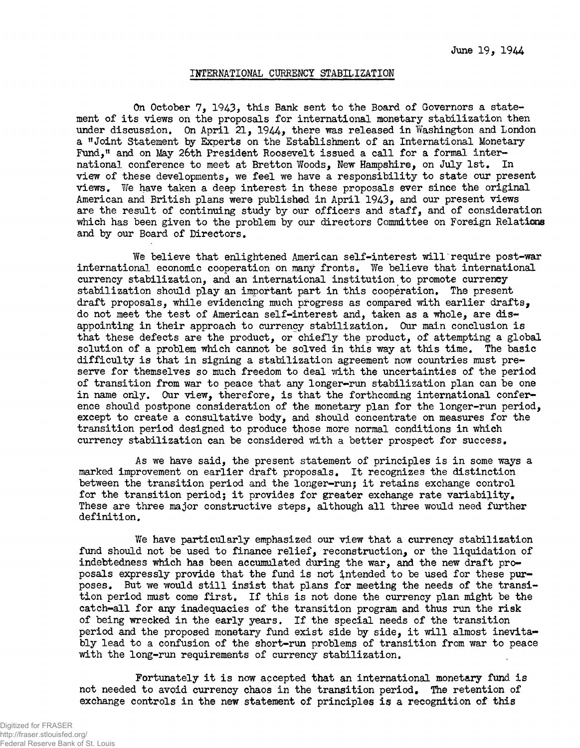June 19, 1944

## INTERNATIONAL CURRENCY STABILIZATION

On October 7, 1943, this Bank sent to the Board of Governors a statement of its views on the proposals for international monetary stabilization then under discussion. On April 21, 1944, there was released in Washington and London a "Joint Statement by Experts on the Establishment of an International Monetary Fund," and on May 26th President Roosevelt issued a call for a formal international conference to meet at Bretton Woods, New Hampshire, on July 1st. In view of these developments, we feel we have a responsibility to state our present views. We have taken a deep interest in these proposals ever since the original American and British plans were published in April 1943, and our present views are the result of continuing study by our officers and staff, and of consideration which has been given to the problem by our directors Committee on Foreign Relations and by our Board of Directors.

We believe that enlightened American self-interest will require post-war international economic cooperation on many fronts. We believe that international currency stabilization, and an international institution to promote currency stabilization should play an important part in this cooperation. The present draft proposals, while evidencing much progress as compared with earlier drafts, do not meet the test of American self-interest and, taken as a whole, are disappointing in their approach to currency stabilization. Our main conclusion is that these defects are the product, or chiefly the product, of attempting a global solution of a problem which cannot be solved in this way at this time. The basic difficulty is that in signing a stabilization agreement now countries must preserve for themselves so much freedom to deal with the uncertainties of the period of transition from war to peace that any longer-run stabilization plan can be one in name only. Our view, therefore, is that the forthcoming international conference should postpone consideration of the monetary plan for the longer-run period, except to create a consultative body, and should concentrate on measures for the transition period designed to produce those more normal conditions in which currency stabilization can be considered with a better prospect for success.

As we have said, the present statement of principles is in some ways a marked improvement on earlier draft proposals. It recognizes the distinction between the transition period and the longer-run; it retains exchange control for the transition period; it provides for greater exchange rate variability. These are three major constructive steps, although all three would need further definition.

We have particularly emphasized our view that a currency stabilization fund should not be used to finance relief, reconstruction, or the liquidation of indebtedness which has been accumulated during the war, and the new draft proposals expressly provide that the fund is not intended to be used for these purposes. But we would still insist that plans for meeting the needs of the transition period must come first. If this is not done the currency plan might be the catch-all for any inadequacies of the transition program and thus run the risk of being wrecked in the early years. If the special needs of the transition period and the proposed monetary fund exist side by side, it will almost inevitably lead to a confusion of the short-run problems of transition from war to peace with the long-run requirements of currency stabilization.

Fortunately it is now accepted that an international monetary fund is not needed to avoid currency chaos in the transition period. The retention of exchange controls in the new statement of principles is a recognition of this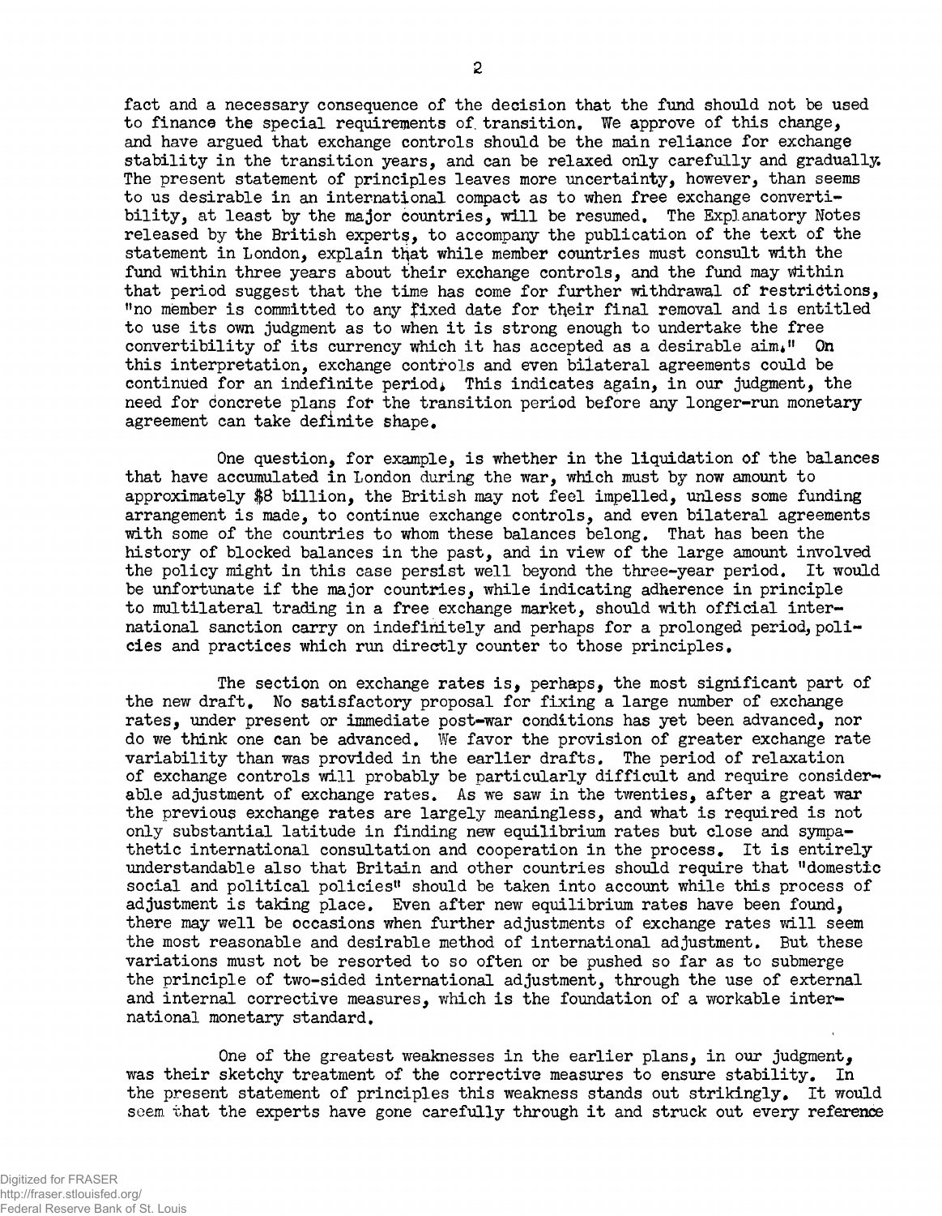fact and a necessary consequence of the decision that the fund should not be used to finance the special requirements of transition. We approve of this change, and have argued that exchange controls should be the main reliance for exchange stability in the transition years, and can be relaxed only carefully and gradually. The present statement of principles leaves more uncertainty, however, than seems to us desirable in an international compact as to when free exchange convertibility, at least by the major countries, will be resumed. The Explanatory Notes released by the British experts, to accompany the publication of the text of the statement in London, explain that while member countries must consult with the fund within three years about their exchange controls, and the fund may within that period suggest that the time has come for further withdrawal of restrictions, "no member is committed to any fixed date for their final removal and is entitled to use its own judgment as to when it is strong enough to undertake the free convertibility of its currency which it has accepted as a desirable aim." On this interpretation, exchange controls and even bilateral agreements could be continued for an indefinite period. This indicates again, in our judgment, the need for concrete plans for the transition period before any longer-run monetary agreement can take definite shape.

One question, for example, is whether in the liquidation of the balances that have accumulated in London during the war, which must by now amount to approximately $8 billion, the British may not feel impelled, unless some funding arrangement is made, to continue exchange controls, and even bilateral agreements with some of the countries to whom these balances belong. That has been the history of blocked balances in the past, and in view of the large amount involved the policy might in this case persist well beyond the three-year period. It would be unfortunate if the major countries, while indicating adherence in principle to multilateral trading in a free exchange market, should with official international sanction carry on indefinitely and perhaps for a prolonged period, policies and practices which run directly counter to those principles.

The section on exchange rates is, perhaps, the most significant part of the new draft. No satisfactory proposal for fixing a large number of exchange rates, under present or immediate post-war conditions has yet been advanced, nor do we think one can be advanced. We favor the provision of greater exchange rate variability than was provided in the earlier drafts. The period of relaxation of exchange controls will probably be particularly difficult and require considerable adjustment of exchange rates. As we saw in the twenties, after a great war the previous exchange rates are largely meaningless, and what is required is not only substantial latitude in finding new equilibrium rates but close and sympathetic international consultation and cooperation in the process. It is entirely understandable also that Britain and other countries should require that "domestic social and political policies" should be taken into account while this process of adjustment is taking place. Even after new equilibrium rates have been found, there may well be occasions when further adjustments of exchange rates will seem the most reasonable and desirable method of international adjustment. But these variations must not be resorted to so often or be pushed so far as to submerge the principle of two-sided international adjustment, through the use of external and internal corrective measures, which is the foundation of a workable international monetary standard.

One of the greatest weaknesses in the earlier plans, in our judgment, was their sketchy treatment of the corrective measures to ensure stability. In the present statement of principles this weakness stands out strikingly. It would seem that the experts have gone carefully through it and struck out every reference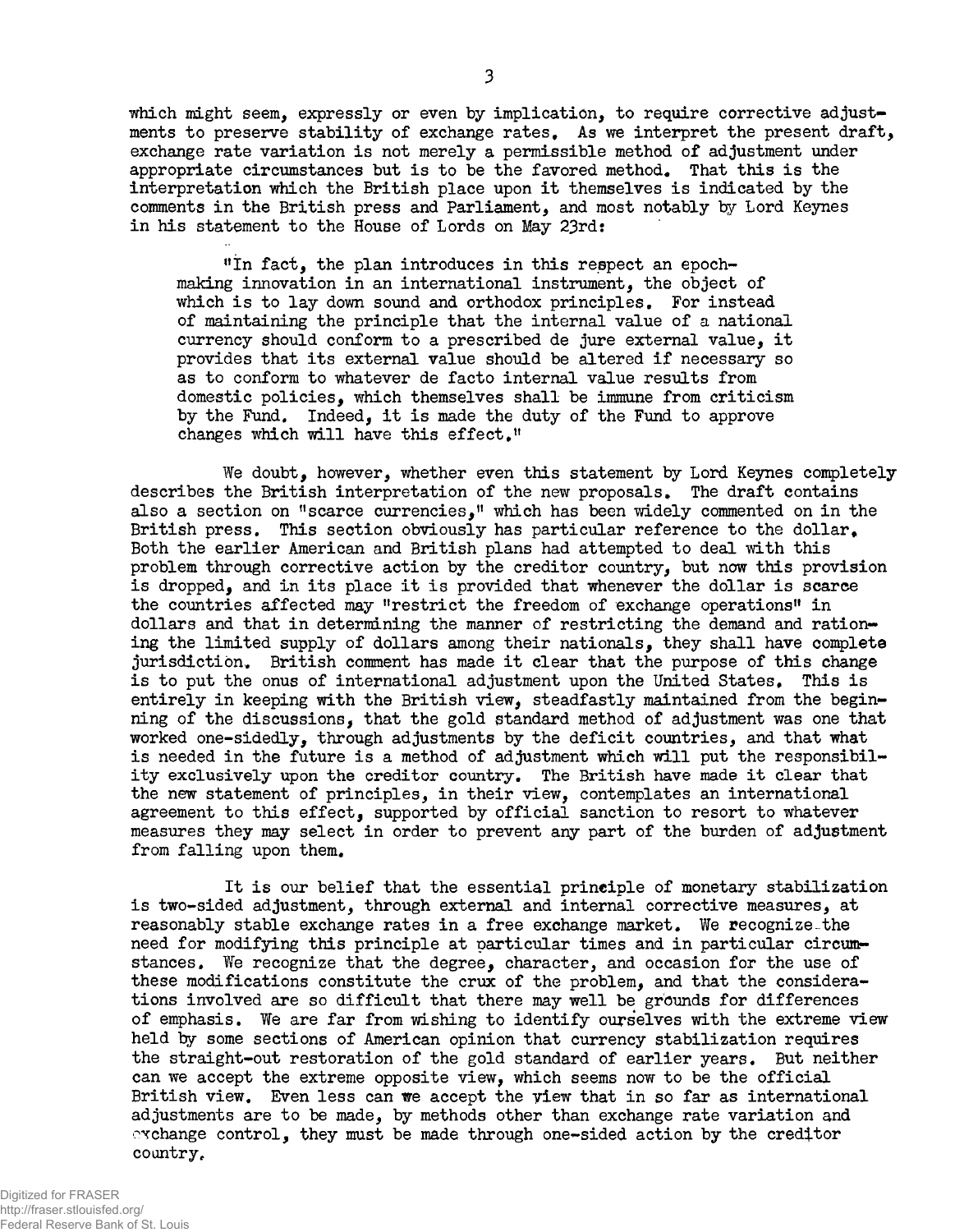which might seem, expressly or even by implication, to require corrective adjustments to preserve stability of exchange rates. As we interpret the present draft, exchange rate variation is not merely a permissible method of adjustment under appropriate circumstances but is to be the favored method. That this is the interpretation which the British place upon it themselves is indicated by the comments in the British press and Parliament, and most notably by Lord Keynes in his statement to the House of Lords on May 23rd:

> "In fact, the plan introduces in this respect an epoch-making innovation in an international instrument, the object of which is to lay down sound and orthodox principles. For instead of maintaining the principle that the internal value of a national currency should conform to a prescribed de jure external value, it provides that its external value should be altered if necessary so as to conform to whatever de facto internal value results from domestic policies, which themselves shall be immune from criticism by the Fund. Indeed, it is made the duty of the Fund to approve changes which will have this effect."

We doubt, however, whether even this statement by Lord Keynes completely describes the British interpretation of the new proposals. The draft contains also a section on "scarce currencies," which has been widely commented on in the British press. This section obviously has particular reference to the dollar. Both the earlier American and British plans had attempted to deal with this problem through corrective action by the creditor country, but now this provision is dropped, and in its place it is provided that whenever the dollar is scarce the countries affected may "restrict the freedom of exchange operations" in dollars and that in determining the manner of restricting the demand and rationing the limited supply of dollars among their nationals, they shall have complete jurisdiction. British comment has made it clear that the purpose of this change is to put the onus of international adjustment upon the United States. This is entirely in keeping with the British view, steadfastly maintained from the beginning of the discussions, that the gold standard method of adjustment was one that worked one-sidedly, through adjustments by the deficit countries, and that what is needed in the future is a method of adjustment which will put the responsibility exclusively upon the creditor country. The British have made it clear that the new statement of principles, in their view, contemplates an international agreement to this effect, supported by official sanction to resort to whatever measures they may select in order to prevent any part of the burden of adjustment from falling upon them.

It is our belief that the essential principle of monetary stabilization is two-sided adjustment, through external and internal corrective measures, at reasonably stable exchange rates in a free exchange market. We recognize the need for modifying this principle at particular times and in particular circumstances. We recognize that the degree, character, and occasion for the use of these modifications constitute the crux of the problem, and that the considerations involved are so difficult that there may well be grounds for differences of emphasis. We are far from wishing to identify ourselves with the extreme view held by some sections of American opinion that currency stabilization requires the straight-out restoration of the gold standard of earlier years. But neither can we accept the extreme opposite view, which seems now to be the official British view. Even less can we accept the view that in so far as international adjustments are to be made, by methods other than exchange rate variation and exchange control, they must be made through one-sided action by the creditor country.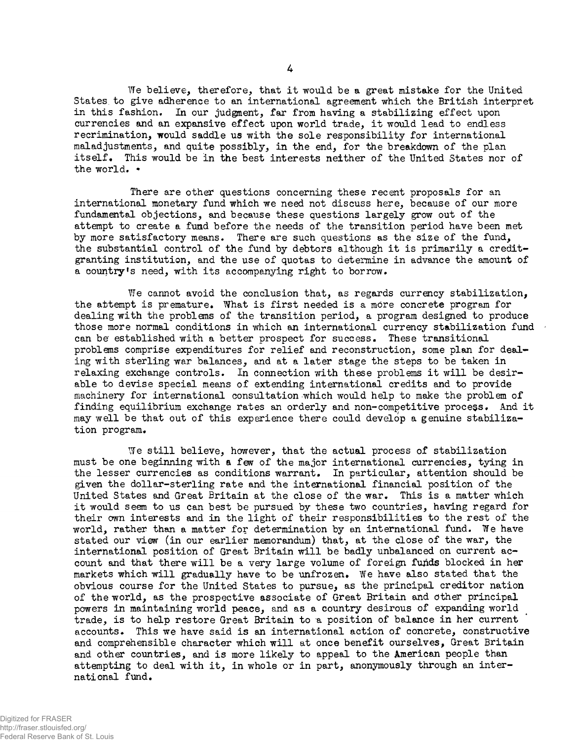We believe, therefore, that it would be a great mistake for the United States to give adherence to an international agreement which the British interpret in this fashion. In our judgment, far from having a stabilizing effect upon currencies and an expansive effect upon world trade, it would lead to endless recrimination, would saddle us with the sole responsibility for international maladjustments, and quite possibly, in the end, for the breakdown of the plan itself. This would be in the best interests neither of the United States nor of the world.

There are other questions concerning these recent proposals for an international monetary fund which we need not discuss here, because of our more fundamental objections, and because these questions largely grow out of the attempt to create a fund before the needs of the transition period have been met by more satisfactory means. There are such questions as the size of the fund, the substantial control of the fund by debtors although it is primarily a credit-granting institution, and the use of quotas to determine in advance the amount of a country's need, with its accompanying right to borrow.

We cannot avoid the conclusion that, as regards currency stabilization, the attempt is premature. What is first needed is a more concrete program for dealing with the problems of the transition period, a program designed to produce those more normal conditions in which an international currency stabilization fund can be established with a better prospect for success. These transitional problems comprise expenditures for relief and reconstruction, some plan for dealing with sterling war balances, and at a later stage the steps to be taken in relaxing exchange controls. In connection with these problems it will be desirable to devise special means of extending international credits and to provide machinery for international consultation which would help to make the problem of finding equilibrium exchange rates an orderly and non-competitive process. And it may well be that out of this experience there could develop a genuine stabilization program.

We still believe, however, that the actual process of stabilization must be one beginning with a few of the major international currencies, tying in the lesser currencies as conditions warrant. In particular, attention should be given the dollar-sterling rate and the international financial position of the United States and Great Britain at the close of the war. This is a matter which it would seem to us can best be pursued by these two countries, having regard for their own interests and in the light of their responsibilities to the rest of the world, rather than a matter for determination by an international fund. We have stated our view (in our earlier memorandum) that, at the close of the war, the international position of Great Britain will be badly unbalanced on current account and that there will be a very large volume of foreign funds blocked in her markets which will gradually have to be unfrozen. We have also stated that the obvious course for the United States to pursue, as the principal creditor nation of the world, as the prospective associate of Great Britain and other principal powers in maintaining world peace, and as a country desirous of expanding world trade, is to help restore Great Britain to a position of balance in her current accounts. This we have said is an international action of concrete, constructive and comprehensible character which will at once benefit ourselves, Great Britain and other countries, and is more likely to appeal to the American people than attempting to deal with it, in whole or in part, anonymously through an international fund.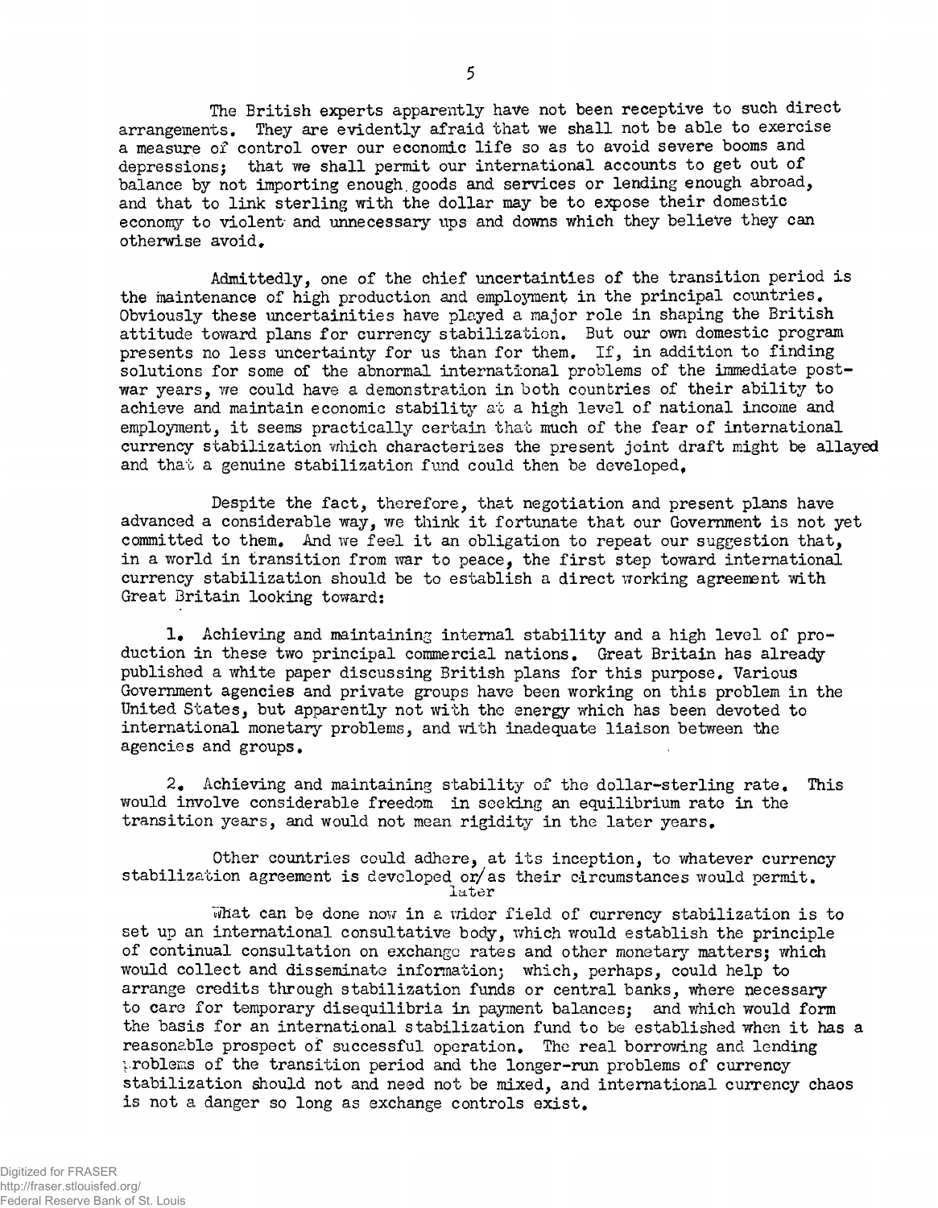The British experts apparently have not been receptive to such direct arrangements. They are evidently afraid that we shall not be able to exercise a measure of control over our economic life so as to avoid severe booms and depressions; that we shall permit our international accounts to get out of balance by not importing enough goods and services or lending enough abroad, and that to link sterling with the dollar may be to expose their domestic economy to violent and unnecessary ups and downs which they believe they can otherwise avoid.

Admittedly, one of the chief uncertainties of the transition period is the maintenance of high production and employment in the principal countries. Obviously these uncertainities have played a major role in shaping the British attitude toward plans for currency stabilization. But our own domestic program presents no less uncertainty for us than for them. If, in addition to finding solutions for some of the abnormal international problems of the immediate post-war years, we could have a demonstration in both countries of their ability to achieve and maintain economic stability at a high level of national income and employment, it seems practically certain that much of the fear of international currency stabilization which characterizes the present joint draft might be allayed and that a genuine stabilization fund could then be developed.

Despite the fact, therefore, that negotiation and present plans have advanced a considerable way, we think it fortunate that our Government is not yet committed to them. And we feel it an obligation to repeat our suggestion that, in a world in transition from war to peace, the first step toward international currency stabilization should be to establish a direct working agreement with Great Britain looking toward:

1. Achieving and maintaining internal stability and a high level of production in these two principal commercial nations. Great Britain has already published a white paper discussing British plans for this purpose. Various Government agencies and private groups have been working on this problem in the United States, but apparently not with the energy which has been devoted to international monetary problems, and with inadequate liaison between the agencies and groups.

2. Achieving and maintaining stability of the dollar-sterling rate. This would involve considerable freedom in seeking an equilibrium rate in the transition years, and would not mean rigidity in the later years.

Other countries could adhere, at its inception, to whatever currency stabilization agreement is developed or later as their circumstances would permit.

What can be done now in a wider field of currency stabilization is to set up an international consultative body, which would establish the principle of continual consultation on exchange rates and other monetary matters; which would collect and disseminate information; which, perhaps, could help to arrange credits through stabilization funds or central banks, where necessary to care for temporary disequilibria in payment balances; and which would form the basis for an international stabilization fund to be established when it has a reasonable prospect of successful operation. The real borrowing and lending problems of the transition period and the longer-run problems of currency stabilization should not and need not be mixed, and international currency chaos is not a danger so long as exchange controls exist.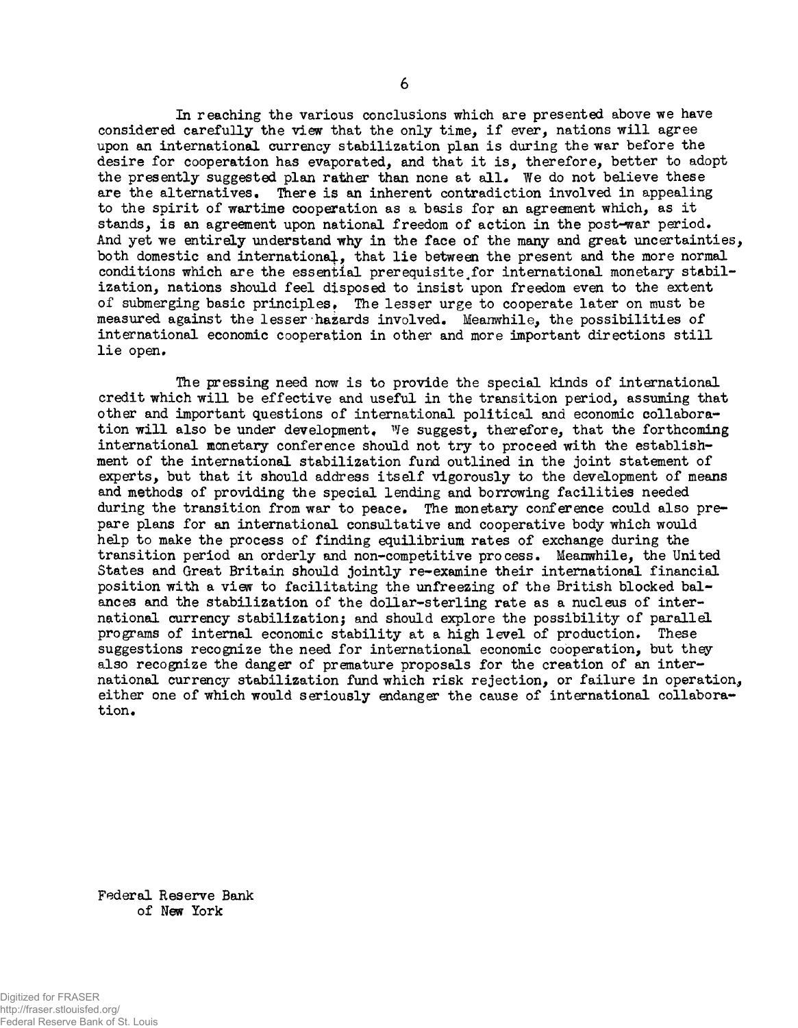In reaching the various conclusions which are presented above we have considered carefully the view that the only time, if ever, nations will agree upon an international currency stabilization plan is during the war before the desire for cooperation has evaporated, and that it is, therefore, better to adopt the presently suggested plan rather than none at all. We do not believe these are the alternatives. There is an inherent contradiction involved in appealing to the spirit of wartime cooperation as a basis for an agreement which, as it stands, is an agreement upon national freedom of action in the post-war period. And yet we entirely understand why in the face of the many and great uncertainties, both domestic and international, that lie between the present and the more normal conditions which are the essential prerequisite for international monetary stabilization, nations should feel disposed to insist upon freedom even to the extent of submerging basic principles. The lesser urge to cooperate later on must be measured against the lesser hazards involved. Meanwhile, the possibilities of international economic cooperation in other and more important directions still lie open.

The pressing need now is to provide the special kinds of international credit which will be effective and useful in the transition period, assuming that other and important questions of international political and economic collaboration will also be under development. We suggest, therefore, that the forthcoming international monetary conference should not try to proceed with the establishment of the international stabilization fund outlined in the joint statement of experts, but that it should address itself vigorously to the development of means and methods of providing the special lending and borrowing facilities needed during the transition from war to peace. The monetary conference could also prepare plans for an international consultative and cooperative body which would help to make the process of finding equilibrium rates of exchange during the transition period an orderly and non-competitive process. Meanwhile, the United States and Great Britain should jointly re-examine their international financial position with a view to facilitating the unfreezing of the British blocked balances and the stabilization of the dollar-sterling rate as a nucleus of international currency stabilization; and should explore the possibility of parallel programs of internal economic stability at a high level of production. These suggestions recognize the need for international economic cooperation, but they also recognize the danger of premature proposals for the creation of an international currency stabilization fund which risk rejection, or failure in operation, either one of which would seriously endanger the cause of international collaboration.

Federal Reserve Bank
of New York